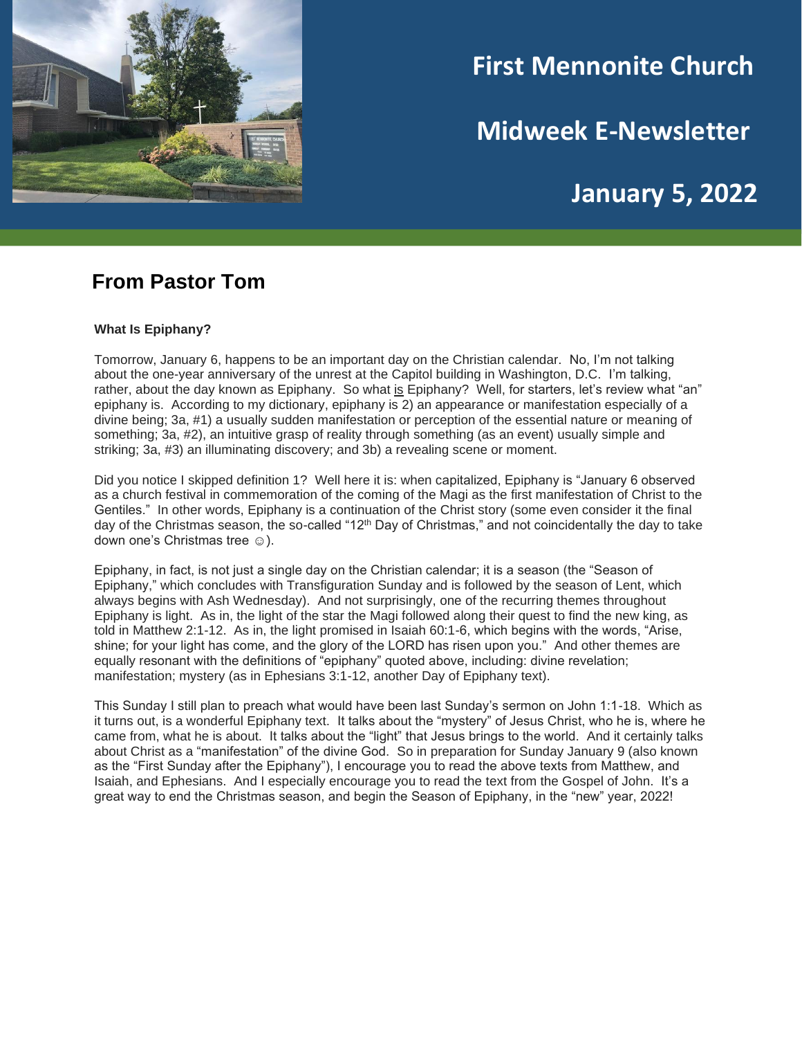# First Mennonite Church

# Midweek E-Newsletter

# January 5, 2022

## From Pastor Tom

**What Is Epiphany?**

Tomorrow, January 6, happens to be an important day on the Christian calendar. No, I'm not talking about the one-year anniversary of the unrest at the Capitol building in Washington, D.C. I'm talking, rather, about the day known as Epiphany. So what is Epiphany? Well, for starters, let's review what "an" epiphany is. According to my dictionary, epiphany is 2) an appearance or manifestation especially of a divine being; 3a, #1) a usually sudden manifestation or perception of the essential nature or meaning of something; 3a, #2), an intuitive grasp of reality through something (as an event) usually simple and striking; 3a, #3) an illuminating discovery; and 3b) a revealing scene or moment.

Did you notice I skipped definition 1? Well here it is: when capitalized, Epiphany is "January 6 observed as a church festival in commemoration of the coming of the Magi as the first manifestation of Christ to the Gentiles." In other words, Epiphany is a continuation of the Christ story (some even consider it the final day of the Christmas season, the so-called "12th Day of Christmas," and not coincidentally the day to take down one's Christmas tree ☺).

Epiphany, in fact, is not just a single day on the Christian calendar; it is a season (the "Season of Epiphany," which concludes with Transfiguration Sunday and is followed by the season of Lent, which always begins with Ash Wednesday). And not surprisingly, one of the recurring themes throughout Epiphany is light. As in, the light of the star the Magi followed along their quest to find the new king, as told in Matthew 2:1-12. As in, the light promised in Isaiah 60:1-6, which begins with the words, "Arise, shine; for your light has come, and the glory of the LORD has risen upon you." And other themes are equally resonant with the definitions of "epiphany" quoted above, including: divine revelation; manifestation; mystery (as in Ephesians 3:1-12, another Day of Epiphany text).

This Sunday I still plan to preach what would have been last Sunday's sermon on John 1:1-18. Which as it turns out, is a wonderful Epiphany text. It talks about the "mystery" of Jesus Christ, who he is, where he came from, what he is about. It talks about the "light" that Jesus brings to the world. And it certainly talks about Christ as a "manifestation" of the divine God. So in preparation for Sunday January 9 (also known as the "First Sunday after the Epiphany"), I encourage you to read the above texts from Matthew, and Isaiah, and Ephesians. And I especially encourage you to read the text from the Gospel of John. It's a great way to end the Christmas season, and begin the Season of Epiphany, in the "new" year, 2022!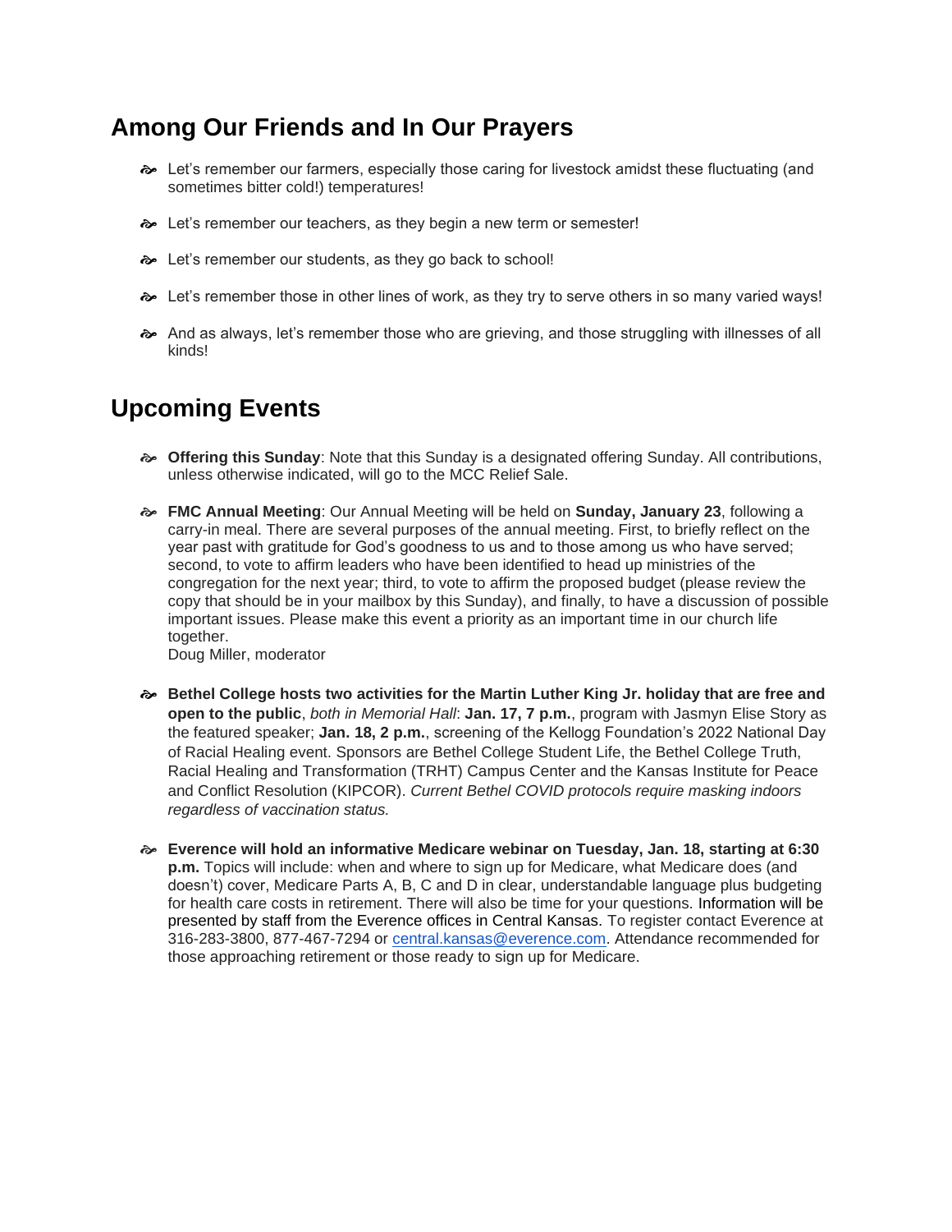## Among Our Friends and In Our Prayers

- Let's remember our farmers, especially those caring for livestock amidst these fluctuating (and sometimes bitter cold!) temperatures!
- Let's remember our teachers, as they begin a new term or semester!
- Let's remember our students, as they go back to school!
- Let's remember those in other lines of work, as they try to serve others in so many varied ways!
- And as always, let's remember those who are grieving, and those struggling with illnesses of all kinds!

## Upcoming Events

- **Offering this Sunday**: Note that this Sunday is a designated offering Sunday. All contributions, unless otherwise indicated, will go to the MCC Relief Sale.
- **FMC Annual Meeting**: Our Annual Meeting will be held on **Sunday, January 23**, following a carry-in meal. There are several purposes of the annual meeting. First, to briefly reflect on the year past with gratitude for God's goodness to us and to those among us who have served; second, to vote to affirm leaders who have been identified to head up ministries of the congregation for the next year; third, to vote to affirm the proposed budget (please review the copy that should be in your mailbox by this Sunday), and finally, to have a discussion of possible important issues. Please make this event a priority as an important time in our church life together.
  Doug Miller, moderator
- **Bethel College hosts two activities for the Martin Luther King Jr. holiday that are free and open to the public**, *both in Memorial Hall*: **Jan. 17, 7 p.m.**, program with Jasmyn Elise Story as the featured speaker; **Jan. 18, 2 p.m.**, screening of the Kellogg Foundation's 2022 National Day of Racial Healing event. Sponsors are Bethel College Student Life, the Bethel College Truth, Racial Healing and Transformation (TRHT) Campus Center and the Kansas Institute for Peace and Conflict Resolution (KIPCOR). *Current Bethel COVID protocols require masking indoors regardless of vaccination status.*
- **Everence will hold an informative Medicare webinar on Tuesday, Jan. 18, starting at 6:30 p.m.** Topics will include: when and where to sign up for Medicare, what Medicare does (and doesn't) cover, Medicare Parts A, B, C and D in clear, understandable language plus budgeting for health care costs in retirement. There will also be time for your questions. Information will be presented by staff from the Everence offices in Central Kansas. To register contact Everence at 316-283-3800, 877-467-7294 or central.kansas@everence.com. Attendance recommended for those approaching retirement or those ready to sign up for Medicare.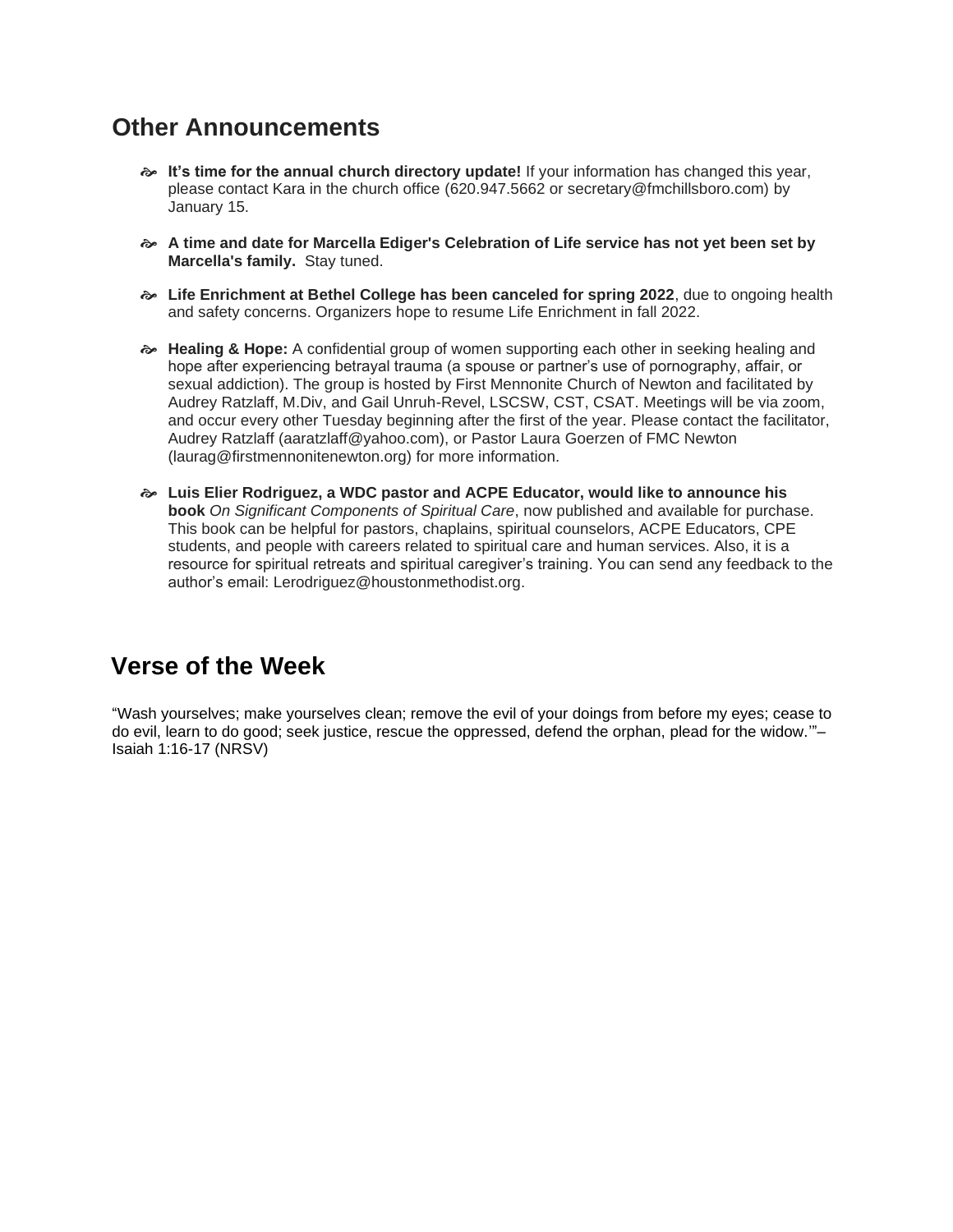## Other Announcements

- **It's time for the annual church directory update!** If your information has changed this year, please contact Kara in the church office (620.947.5662 or secretary@fmchillsboro.com) by January 15.

- **A time and date for Marcella Ediger's Celebration of Life service has not yet been set by Marcella's family.** Stay tuned.

- **Life Enrichment at Bethel College has been canceled for spring 2022**, due to ongoing health and safety concerns. Organizers hope to resume Life Enrichment in fall 2022.

- **Healing & Hope:** A confidential group of women supporting each other in seeking healing and hope after experiencing betrayal trauma (a spouse or partner's use of pornography, affair, or sexual addiction). The group is hosted by First Mennonite Church of Newton and facilitated by Audrey Ratzlaff, M.Div, and Gail Unruh-Revel, LSCSW, CST, CSAT. Meetings will be via zoom, and occur every other Tuesday beginning after the first of the year. Please contact the facilitator, Audrey Ratzlaff (aaratzlaff@yahoo.com), or Pastor Laura Goerzen of FMC Newton (laurag@firstmennonitenewton.org) for more information.

- **Luis Elier Rodriguez, a WDC pastor and ACPE Educator, would like to announce his book** *On Significant Components of Spiritual Care*, now published and available for purchase. This book can be helpful for pastors, chaplains, spiritual counselors, ACPE Educators, CPE students, and people with careers related to spiritual care and human services. Also, it is a resource for spiritual retreats and spiritual caregiver's training. You can send any feedback to the author's email: Lerodriguez@houstonmethodist.org.

## Verse of the Week

"Wash yourselves; make yourselves clean; remove the evil of your doings from before my eyes; cease to do evil, learn to do good; seek justice, rescue the oppressed, defend the orphan, plead for the widow.'"– Isaiah 1:16-17 (NRSV)